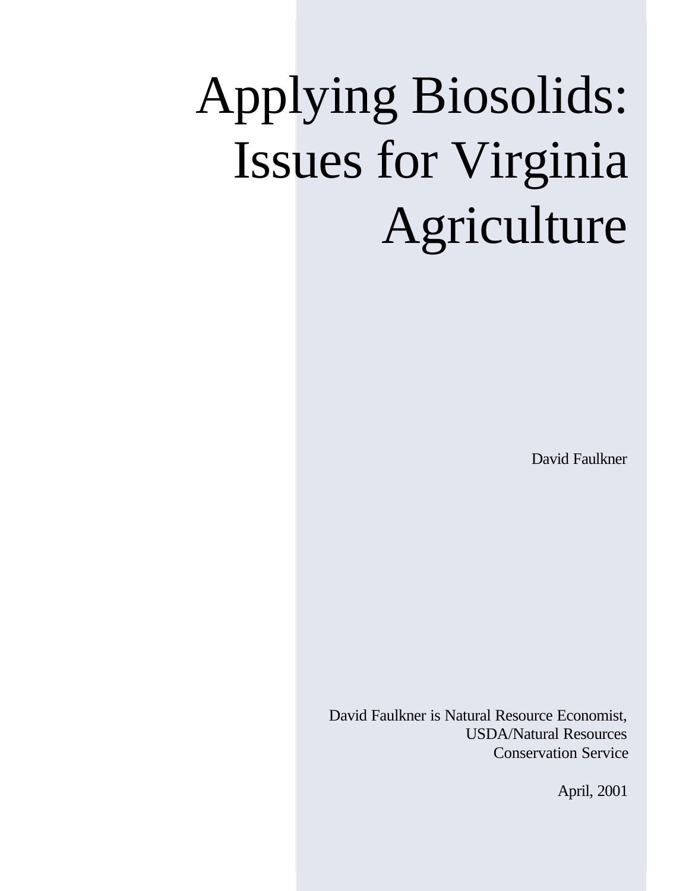# Applying Biosolids: Issues for Virginia Agriculture

David Faulkner

David Faulkner is Natural Resource Economist, USDA/Natural Resources Conservation Service

April, 2001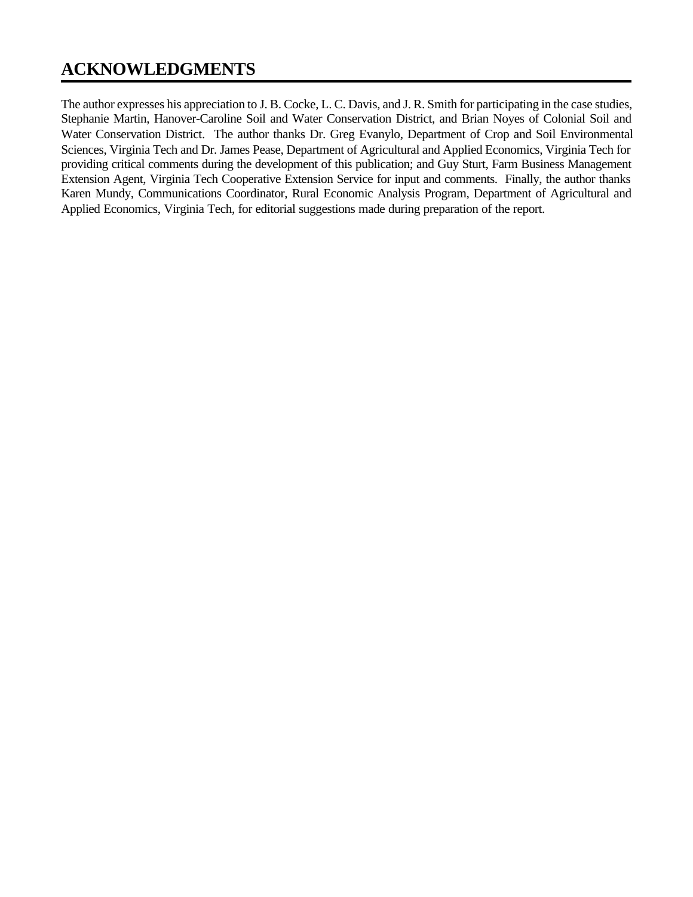## ACKNOWLEDGMENTS

The author expresses his appreciation to J. B. Cocke, L. C. Davis, and J. R. Smith for participating in the case studies, Stephanie Martin, Hanover-Caroline Soil and Water Conservation District, and Brian Noyes of Colonial Soil and Water Conservation District. The author thanks Dr. Greg Evanylo, Department of Crop and Soil Environmental Sciences, Virginia Tech and Dr. James Pease, Department of Agricultural and Applied Economics, Virginia Tech for providing critical comments during the development of this publication; and Guy Sturt, Farm Business Management Extension Agent, Virginia Tech Cooperative Extension Service for input and comments. Finally, the author thanks Karen Mundy, Communications Coordinator, Rural Economic Analysis Program, Department of Agricultural and Applied Economics, Virginia Tech, for editorial suggestions made during preparation of the report.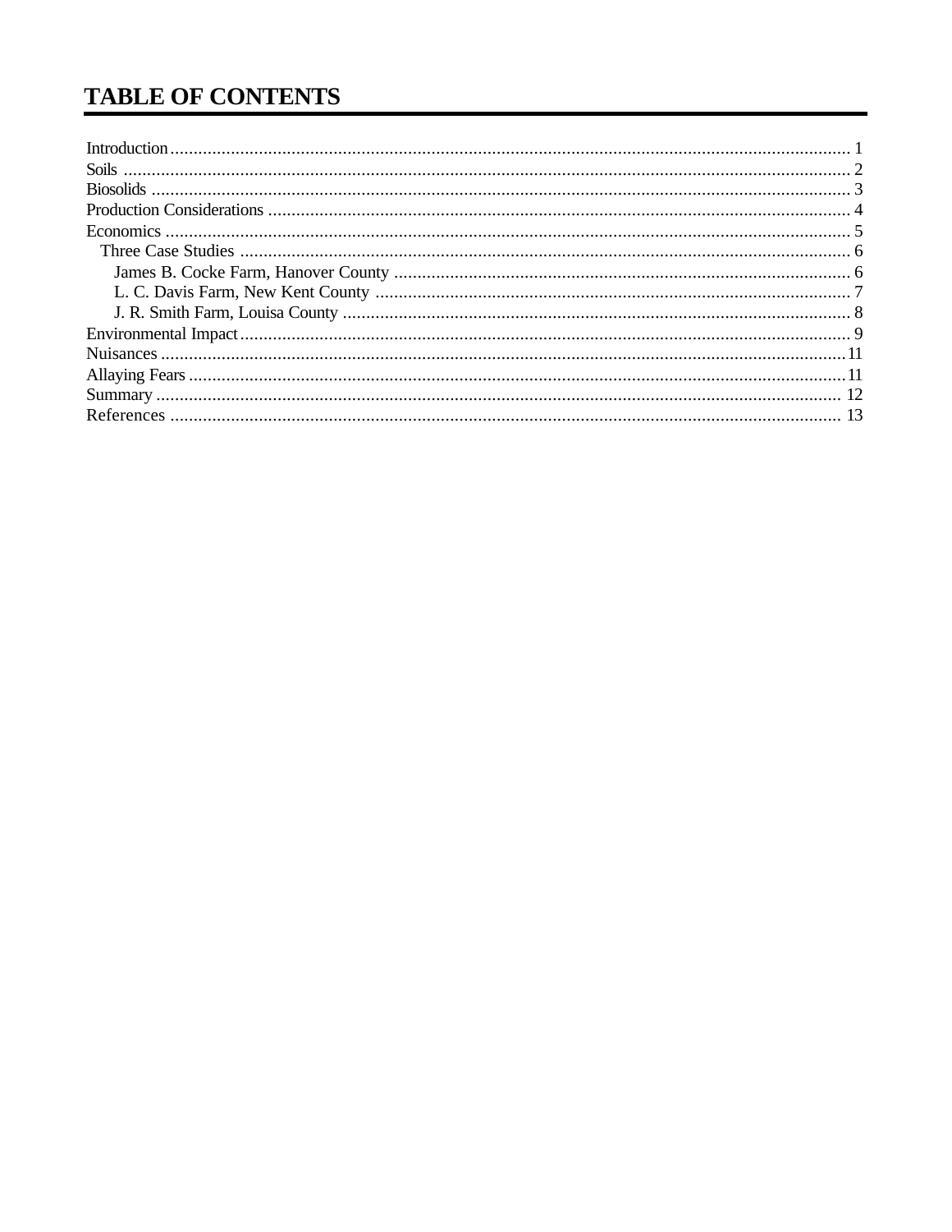# TABLE OF CONTENTS

Introduction ........................................................................................................ 1
Soils ........................................................................................................ 2
Biosolids ........................................................................................................ 3
Production Considerations ........................................................................................................ 4
Economics ........................................................................................................ 5
  Three Case Studies ........................................................................................................ 6
    James B. Cocke Farm, Hanover County ........................................................................................................ 6
    L. C. Davis Farm, New Kent County ........................................................................................................ 7
    J. R. Smith Farm, Louisa County ........................................................................................................ 8
Environmental Impact ........................................................................................................ 9
Nuisances ........................................................................................................ 11
Allaying Fears ........................................................................................................ 11
Summary ........................................................................................................ 12
References ........................................................................................................ 13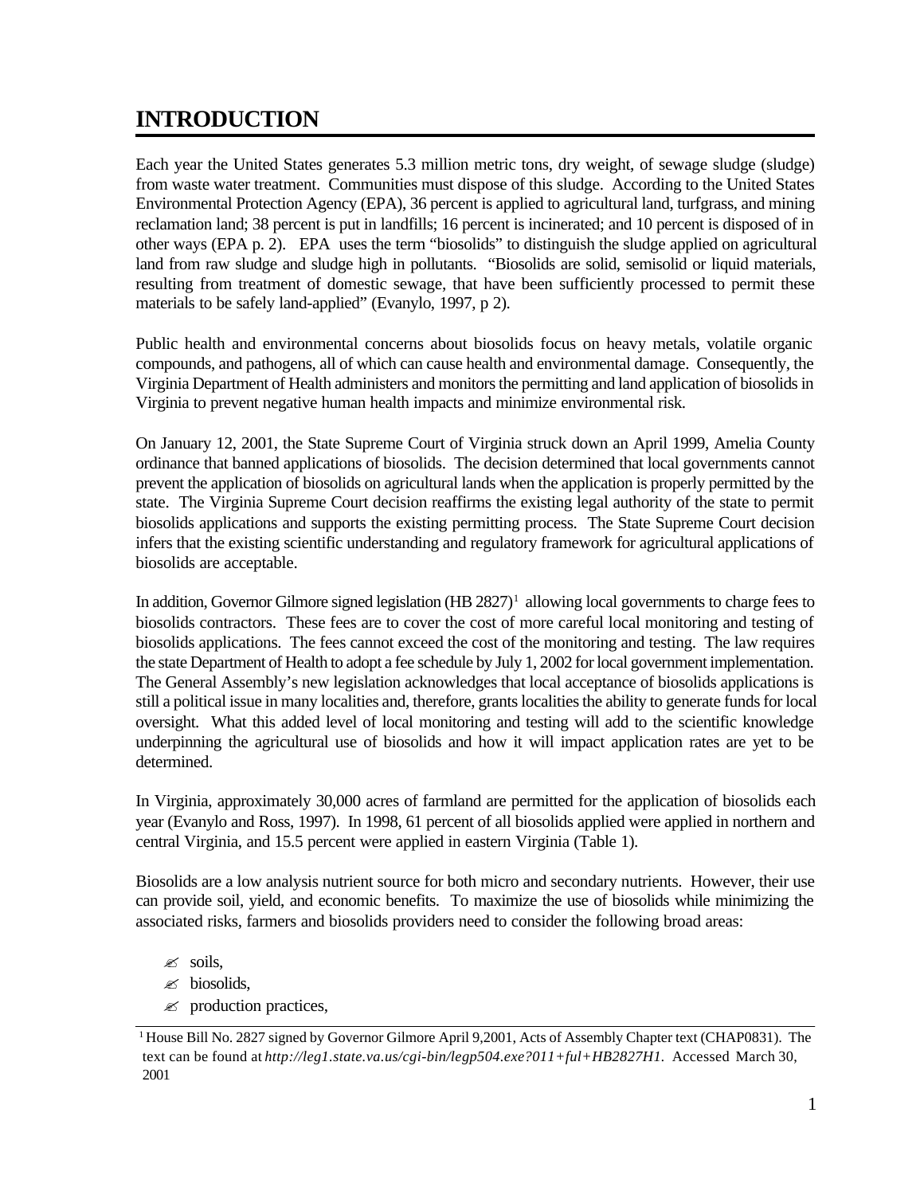# INTRODUCTION

Each year the United States generates 5.3 million metric tons, dry weight, of sewage sludge (sludge) from waste water treatment. Communities must dispose of this sludge. According to the United States Environmental Protection Agency (EPA), 36 percent is applied to agricultural land, turfgrass, and mining reclamation land; 38 percent is put in landfills; 16 percent is incinerated; and 10 percent is disposed of in other ways (EPA p. 2). EPA uses the term "biosolids" to distinguish the sludge applied on agricultural land from raw sludge and sludge high in pollutants. "Biosolids are solid, semisolid or liquid materials, resulting from treatment of domestic sewage, that have been sufficiently processed to permit these materials to be safely land-applied" (Evanylo, 1997, p 2).

Public health and environmental concerns about biosolids focus on heavy metals, volatile organic compounds, and pathogens, all of which can cause health and environmental damage. Consequently, the Virginia Department of Health administers and monitors the permitting and land application of biosolids in Virginia to prevent negative human health impacts and minimize environmental risk.

On January 12, 2001, the State Supreme Court of Virginia struck down an April 1999, Amelia County ordinance that banned applications of biosolids. The decision determined that local governments cannot prevent the application of biosolids on agricultural lands when the application is properly permitted by the state. The Virginia Supreme Court decision reaffirms the existing legal authority of the state to permit biosolids applications and supports the existing permitting process. The State Supreme Court decision infers that the existing scientific understanding and regulatory framework for agricultural applications of biosolids are acceptable.

In addition, Governor Gilmore signed legislation (HB 2827)[1] allowing local governments to charge fees to biosolids contractors. These fees are to cover the cost of more careful local monitoring and testing of biosolids applications. The fees cannot exceed the cost of the monitoring and testing. The law requires the state Department of Health to adopt a fee schedule by July 1, 2002 for local government implementation. The General Assembly's new legislation acknowledges that local acceptance of biosolids applications is still a political issue in many localities and, therefore, grants localities the ability to generate funds for local oversight. What this added level of local monitoring and testing will add to the scientific knowledge underpinning the agricultural use of biosolids and how it will impact application rates are yet to be determined.

In Virginia, approximately 30,000 acres of farmland are permitted for the application of biosolids each year (Evanylo and Ross, 1997). In 1998, 61 percent of all biosolids applied were applied in northern and central Virginia, and 15.5 percent were applied in eastern Virginia (Table 1).

Biosolids are a low analysis nutrient source for both micro and secondary nutrients. However, their use can provide soil, yield, and economic benefits. To maximize the use of biosolids while minimizing the associated risks, farmers and biosolids providers need to consider the following broad areas:

- soils,
- biosolids,
- production practices,

[1] House Bill No. 2827 signed by Governor Gilmore April 9,2001, Acts of Assembly Chapter text (CHAP0831). The text can be found at *http://leg1.state.va.us/cgi-bin/legp504.exe?011+ful+HB2827H1*. Accessed March 30, 2001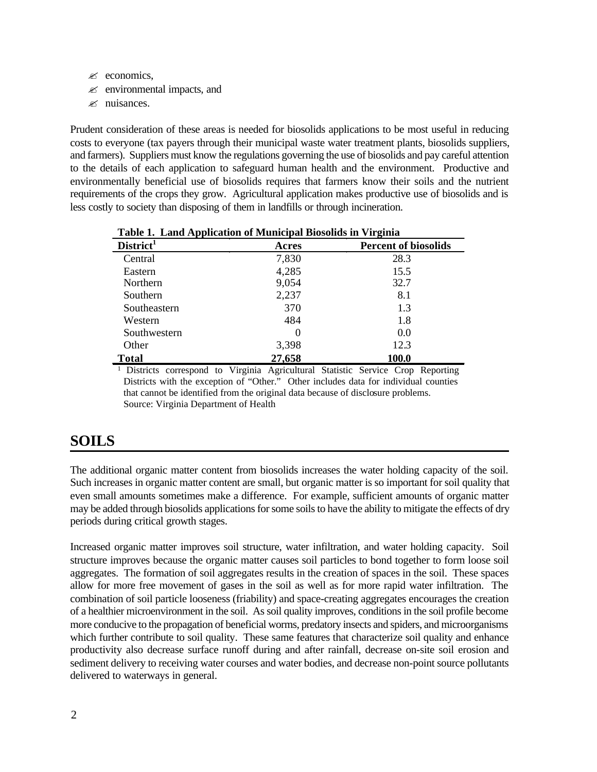- economics,
- environmental impacts, and
- nuisances.

Prudent consideration of these areas is needed for biosolids applications to be most useful in reducing costs to everyone (tax payers through their municipal waste water treatment plants, biosolids suppliers, and farmers). Suppliers must know the regulations governing the use of biosolids and pay careful attention to the details of each application to safeguard human health and the environment. Productive and environmentally beneficial use of biosolids requires that farmers know their soils and the nutrient requirements of the crops they grow. Agricultural application makes productive use of biosolids and is less costly to society than disposing of them in landfills or through incineration.

**Table 1. Land Application of Municipal Biosolids in Virginia**

| District[1] | Acres | Percent of biosolids |
|---|---|---|
| Central | 7,830 | 28.3 |
| Eastern | 4,285 | 15.5 |
| Northern | 9,054 | 32.7 |
| Southern | 2,237 | 8.1 |
| Southeastern | 370 | 1.3 |
| Western | 484 | 1.8 |
| Southwestern | 0 | 0.0 |
| Other | 3,398 | 12.3 |
| **Total** | **27,658** | **100.0** |

[1] Districts correspond to Virginia Agricultural Statistic Service Crop Reporting Districts with the exception of "Other." Other includes data for individual counties that cannot be identified from the original data because of disclosure problems.
Source: Virginia Department of Health

# SOILS

The additional organic matter content from biosolids increases the water holding capacity of the soil. Such increases in organic matter content are small, but organic matter is so important for soil quality that even small amounts sometimes make a difference. For example, sufficient amounts of organic matter may be added through biosolids applications for some soils to have the ability to mitigate the effects of dry periods during critical growth stages.

Increased organic matter improves soil structure, water infiltration, and water holding capacity. Soil structure improves because the organic matter causes soil particles to bond together to form loose soil aggregates. The formation of soil aggregates results in the creation of spaces in the soil. These spaces allow for more free movement of gases in the soil as well as for more rapid water infiltration. The combination of soil particle looseness (friability) and space-creating aggregates encourages the creation of a healthier microenvironment in the soil. As soil quality improves, conditions in the soil profile become more conducive to the propagation of beneficial worms, predatory insects and spiders, and microorganisms which further contribute to soil quality. These same features that characterize soil quality and enhance productivity also decrease surface runoff during and after rainfall, decrease on-site soil erosion and sediment delivery to receiving water courses and water bodies, and decrease non-point source pollutants delivered to waterways in general.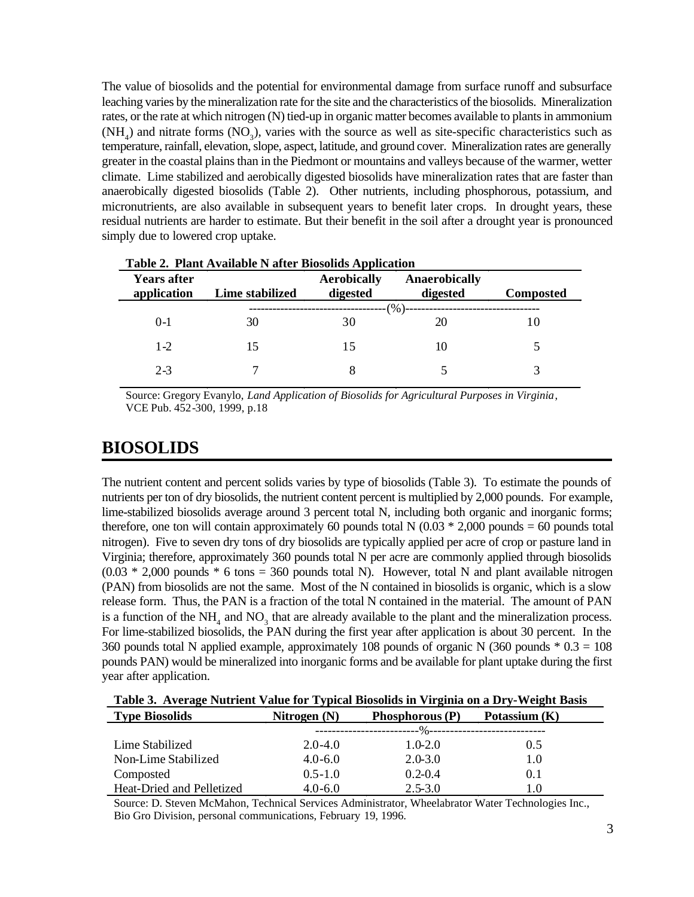The value of biosolids and the potential for environmental damage from surface runoff and subsurface leaching varies by the mineralization rate for the site and the characteristics of the biosolids. Mineralization rates, or the rate at which nitrogen (N) tied-up in organic matter becomes available to plants in ammonium ($NH_4$) and nitrate forms ($NO_3$), varies with the source as well as site-specific characteristics such as temperature, rainfall, elevation, slope, aspect, latitude, and ground cover. Mineralization rates are generally greater in the coastal plains than in the Piedmont or mountains and valleys because of the warmer, wetter climate. Lime stabilized and aerobically digested biosolids have mineralization rates that are faster than anaerobically digested biosolids (Table 2). Other nutrients, including phosphorous, potassium, and micronutrients, are also available in subsequent years to benefit later crops. In drought years, these residual nutrients are harder to estimate. But their benefit in the soil after a drought year is pronounced simply due to lowered crop uptake.

**Table 2. Plant Available N after Biosolids Application**

| Years after application | Lime stabilized | Aerobically digested | Anaerobically digested | Composted |
|---|---|---|---|---|
| | ---------- | ---------- | (%) ---------- | ---------- |
| 0-1 | 30 | 30 | 20 | 10 |
| 1-2 | 15 | 15 | 10 | 5 |
| 2-3 | 7 | 8 | 5 | 3 |

Source: Gregory Evanylo, *Land Application of Biosolids for Agricultural Purposes in Virginia*, VCE Pub. 452-300, 1999, p.18

## BIOSOLIDS

The nutrient content and percent solids varies by type of biosolids (Table 3). To estimate the pounds of nutrients per ton of dry biosolids, the nutrient content percent is multiplied by 2,000 pounds. For example, lime-stabilized biosolids average around 3 percent total N, including both organic and inorganic forms; therefore, one ton will contain approximately 60 pounds total N (0.03 * 2,000 pounds = 60 pounds total nitrogen). Five to seven dry tons of dry biosolids are typically applied per acre of crop or pasture land in Virginia; therefore, approximately 360 pounds total N per acre are commonly applied through biosolids (0.03 * 2,000 pounds * 6 tons = 360 pounds total N). However, total N and plant available nitrogen (PAN) from biosolids are not the same. Most of the N contained in biosolids is organic, which is a slow release form. Thus, the PAN is a fraction of the total N contained in the material. The amount of PAN is a function of the $NH_4$ and $NO_3$ that are already available to the plant and the mineralization process. For lime-stabilized biosolids, the PAN during the first year after application is about 30 percent. In the 360 pounds total N applied example, approximately 108 pounds of organic N (360 pounds * 0.3 = 108 pounds PAN) would be mineralized into inorganic forms and be available for plant uptake during the first year after application.

**Table 3. Average Nutrient Value for Typical Biosolids in Virginia on a Dry-Weight Basis**

| Type Biosolids | Nitrogen (N) | Phosphorous (P) | Potassium (K) |
|---|---|---|---|
| | ---------- | % ---------- | ---------- |
| Lime Stabilized | 2.0-4.0 | 1.0-2.0 | 0.5 |
| Non-Lime Stabilized | 4.0-6.0 | 2.0-3.0 | 1.0 |
| Composted | 0.5-1.0 | 0.2-0.4 | 0.1 |
| Heat-Dried and Pelletized | 4.0-6.0 | 2.5-3.0 | 1.0 |

Source: D. Steven McMahon, Technical Services Administrator, Wheelabrator Water Technologies Inc., Bio Gro Division, personal communications, February 19, 1996.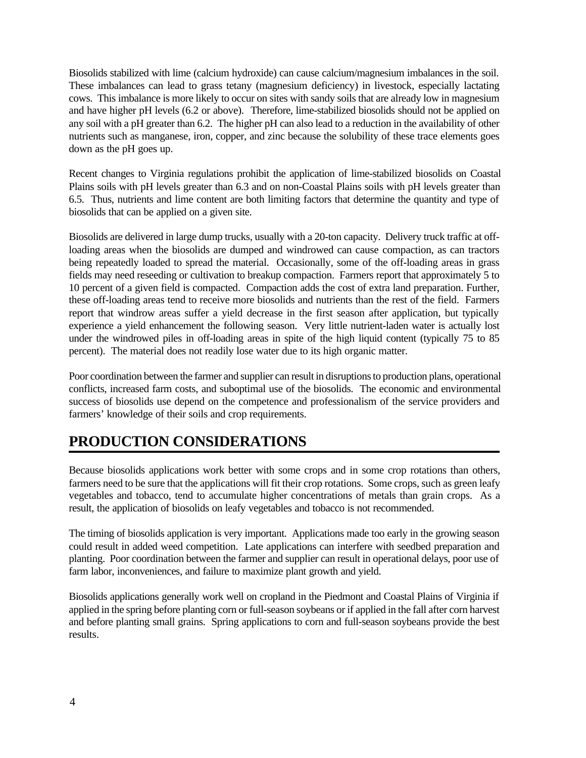Biosolids stabilized with lime (calcium hydroxide) can cause calcium/magnesium imbalances in the soil. These imbalances can lead to grass tetany (magnesium deficiency) in livestock, especially lactating cows. This imbalance is more likely to occur on sites with sandy soils that are already low in magnesium and have higher pH levels (6.2 or above). Therefore, lime-stabilized biosolids should not be applied on any soil with a pH greater than 6.2. The higher pH can also lead to a reduction in the availability of other nutrients such as manganese, iron, copper, and zinc because the solubility of these trace elements goes down as the pH goes up.

Recent changes to Virginia regulations prohibit the application of lime-stabilized biosolids on Coastal Plains soils with pH levels greater than 6.3 and on non-Coastal Plains soils with pH levels greater than 6.5. Thus, nutrients and lime content are both limiting factors that determine the quantity and type of biosolids that can be applied on a given site.

Biosolids are delivered in large dump trucks, usually with a 20-ton capacity. Delivery truck traffic at off-loading areas when the biosolids are dumped and windrowed can cause compaction, as can tractors being repeatedly loaded to spread the material. Occasionally, some of the off-loading areas in grass fields may need reseeding or cultivation to breakup compaction. Farmers report that approximately 5 to 10 percent of a given field is compacted. Compaction adds the cost of extra land preparation. Further, these off-loading areas tend to receive more biosolids and nutrients than the rest of the field. Farmers report that windrow areas suffer a yield decrease in the first season after application, but typically experience a yield enhancement the following season. Very little nutrient-laden water is actually lost under the windrowed piles in off-loading areas in spite of the high liquid content (typically 75 to 85 percent). The material does not readily lose water due to its high organic matter.

Poor coordination between the farmer and supplier can result in disruptions to production plans, operational conflicts, increased farm costs, and suboptimal use of the biosolids. The economic and environmental success of biosolids use depend on the competence and professionalism of the service providers and farmers' knowledge of their soils and crop requirements.

## PRODUCTION CONSIDERATIONS

Because biosolids applications work better with some crops and in some crop rotations than others, farmers need to be sure that the applications will fit their crop rotations. Some crops, such as green leafy vegetables and tobacco, tend to accumulate higher concentrations of metals than grain crops. As a result, the application of biosolids on leafy vegetables and tobacco is not recommended.

The timing of biosolids application is very important. Applications made too early in the growing season could result in added weed competition. Late applications can interfere with seedbed preparation and planting. Poor coordination between the farmer and supplier can result in operational delays, poor use of farm labor, inconveniences, and failure to maximize plant growth and yield.

Biosolids applications generally work well on cropland in the Piedmont and Coastal Plains of Virginia if applied in the spring before planting corn or full-season soybeans or if applied in the fall after corn harvest and before planting small grains. Spring applications to corn and full-season soybeans provide the best results.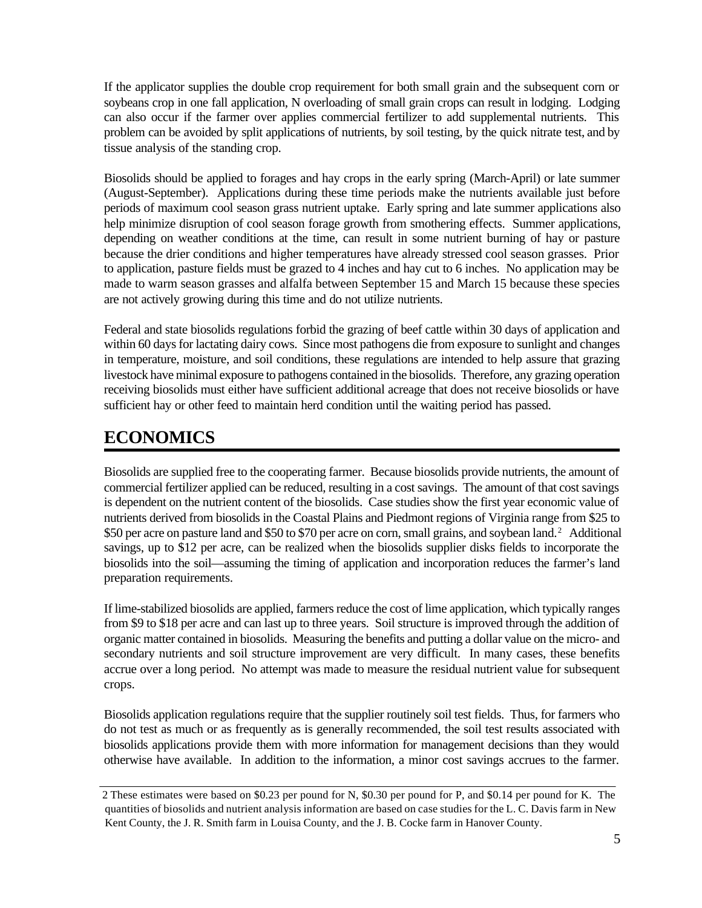If the applicator supplies the double crop requirement for both small grain and the subsequent corn or soybeans crop in one fall application, N overloading of small grain crops can result in lodging. Lodging can also occur if the farmer over applies commercial fertilizer to add supplemental nutrients. This problem can be avoided by split applications of nutrients, by soil testing, by the quick nitrate test, and by tissue analysis of the standing crop.

Biosolids should be applied to forages and hay crops in the early spring (March-April) or late summer (August-September). Applications during these time periods make the nutrients available just before periods of maximum cool season grass nutrient uptake. Early spring and late summer applications also help minimize disruption of cool season forage growth from smothering effects. Summer applications, depending on weather conditions at the time, can result in some nutrient burning of hay or pasture because the drier conditions and higher temperatures have already stressed cool season grasses. Prior to application, pasture fields must be grazed to 4 inches and hay cut to 6 inches. No application may be made to warm season grasses and alfalfa between September 15 and March 15 because these species are not actively growing during this time and do not utilize nutrients.

Federal and state biosolids regulations forbid the grazing of beef cattle within 30 days of application and within 60 days for lactating dairy cows. Since most pathogens die from exposure to sunlight and changes in temperature, moisture, and soil conditions, these regulations are intended to help assure that grazing livestock have minimal exposure to pathogens contained in the biosolids. Therefore, any grazing operation receiving biosolids must either have sufficient additional acreage that does not receive biosolids or have sufficient hay or other feed to maintain herd condition until the waiting period has passed.

## ECONOMICS

Biosolids are supplied free to the cooperating farmer. Because biosolids provide nutrients, the amount of commercial fertilizer applied can be reduced, resulting in a cost savings. The amount of that cost savings is dependent on the nutrient content of the biosolids. Case studies show the first year economic value of nutrients derived from biosolids in the Coastal Plains and Piedmont regions of Virginia range from $25 to $50 per acre on pasture land and $50 to $70 per acre on corn, small grains, and soybean land.[2] Additional savings, up to $12 per acre, can be realized when the biosolids supplier disks fields to incorporate the biosolids into the soil—assuming the timing of application and incorporation reduces the farmer's land preparation requirements.

If lime-stabilized biosolids are applied, farmers reduce the cost of lime application, which typically ranges from $9 to $18 per acre and can last up to three years. Soil structure is improved through the addition of organic matter contained in biosolids. Measuring the benefits and putting a dollar value on the micro- and secondary nutrients and soil structure improvement are very difficult. In many cases, these benefits accrue over a long period. No attempt was made to measure the residual nutrient value for subsequent crops.

Biosolids application regulations require that the supplier routinely soil test fields. Thus, for farmers who do not test as much or as frequently as is generally recommended, the soil test results associated with biosolids applications provide them with more information for management decisions than they would otherwise have available. In addition to the information, a minor cost savings accrues to the farmer.

---

2 These estimates were based on $0.23 per pound for N, $0.30 per pound for P, and $0.14 per pound for K. The quantities of biosolids and nutrient analysis information are based on case studies for the L. C. Davis farm in New Kent County, the J. R. Smith farm in Louisa County, and the J. B. Cocke farm in Hanover County.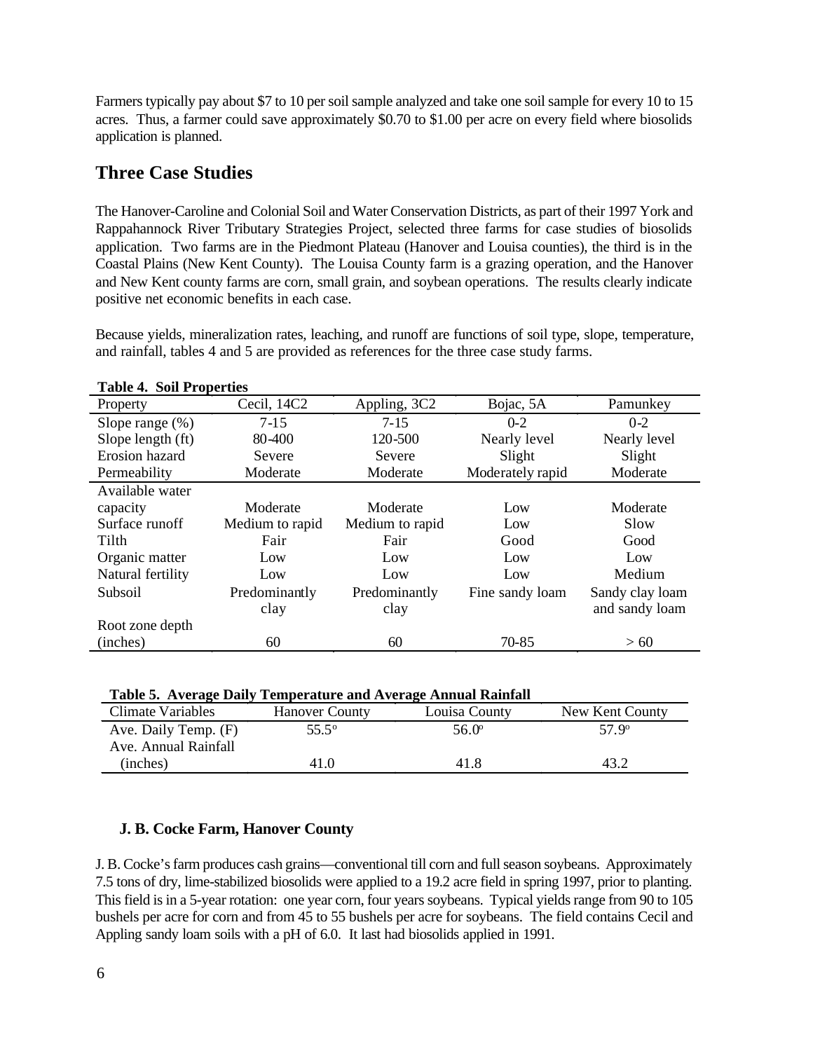Farmers typically pay about $7 to 10 per soil sample analyzed and take one soil sample for every 10 to 15 acres. Thus, a farmer could save approximately $0.70 to $1.00 per acre on every field where biosolids application is planned.

## Three Case Studies

The Hanover-Caroline and Colonial Soil and Water Conservation Districts, as part of their 1997 York and Rappahannock River Tributary Strategies Project, selected three farms for case studies of biosolids application. Two farms are in the Piedmont Plateau (Hanover and Louisa counties), the third is in the Coastal Plains (New Kent County). The Louisa County farm is a grazing operation, and the Hanover and New Kent county farms are corn, small grain, and soybean operations. The results clearly indicate positive net economic benefits in each case.

Because yields, mineralization rates, leaching, and runoff are functions of soil type, slope, temperature, and rainfall, tables 4 and 5 are provided as references for the three case study farms.

**Table 4. Soil Properties**

| Property | Cecil, 14C2 | Appling, 3C2 | Bojac, 5A | Pamunkey |
|---|---|---|---|---|
| Slope range (%) | 7-15 | 7-15 | 0-2 | 0-2 |
| Slope length (ft) | 80-400 | 120-500 | Nearly level | Nearly level |
| Erosion hazard | Severe | Severe | Slight | Slight |
| Permeability | Moderate | Moderate | Moderately rapid | Moderate |
| Available water capacity | Moderate | Moderate | Low | Moderate |
| Surface runoff | Medium to rapid | Medium to rapid | Low | Slow |
| Tilth | Fair | Fair | Good | Good |
| Organic matter | Low | Low | Low | Low |
| Natural fertility | Low | Low | Low | Medium |
| Subsoil | Predominantly clay | Predominantly clay | Fine sandy loam | Sandy clay loam and sandy loam |
| Root zone depth (inches) | 60 | 60 | 70-85 | > 60 |

**Table 5. Average Daily Temperature and Average Annual Rainfall**

| Climate Variables | Hanover County | Louisa County | New Kent County |
|---|---|---|---|
| Ave. Daily Temp. (F) | 55.5° | 56.0° | 57.9° |
| Ave. Annual Rainfall (inches) | 41.0 | 41.8 | 43.2 |

### J. B. Cocke Farm, Hanover County

J. B. Cocke's farm produces cash grains—conventional till corn and full season soybeans. Approximately 7.5 tons of dry, lime-stabilized biosolids were applied to a 19.2 acre field in spring 1997, prior to planting. This field is in a 5-year rotation: one year corn, four years soybeans. Typical yields range from 90 to 105 bushels per acre for corn and from 45 to 55 bushels per acre for soybeans. The field contains Cecil and Appling sandy loam soils with a pH of 6.0. It last had biosolids applied in 1991.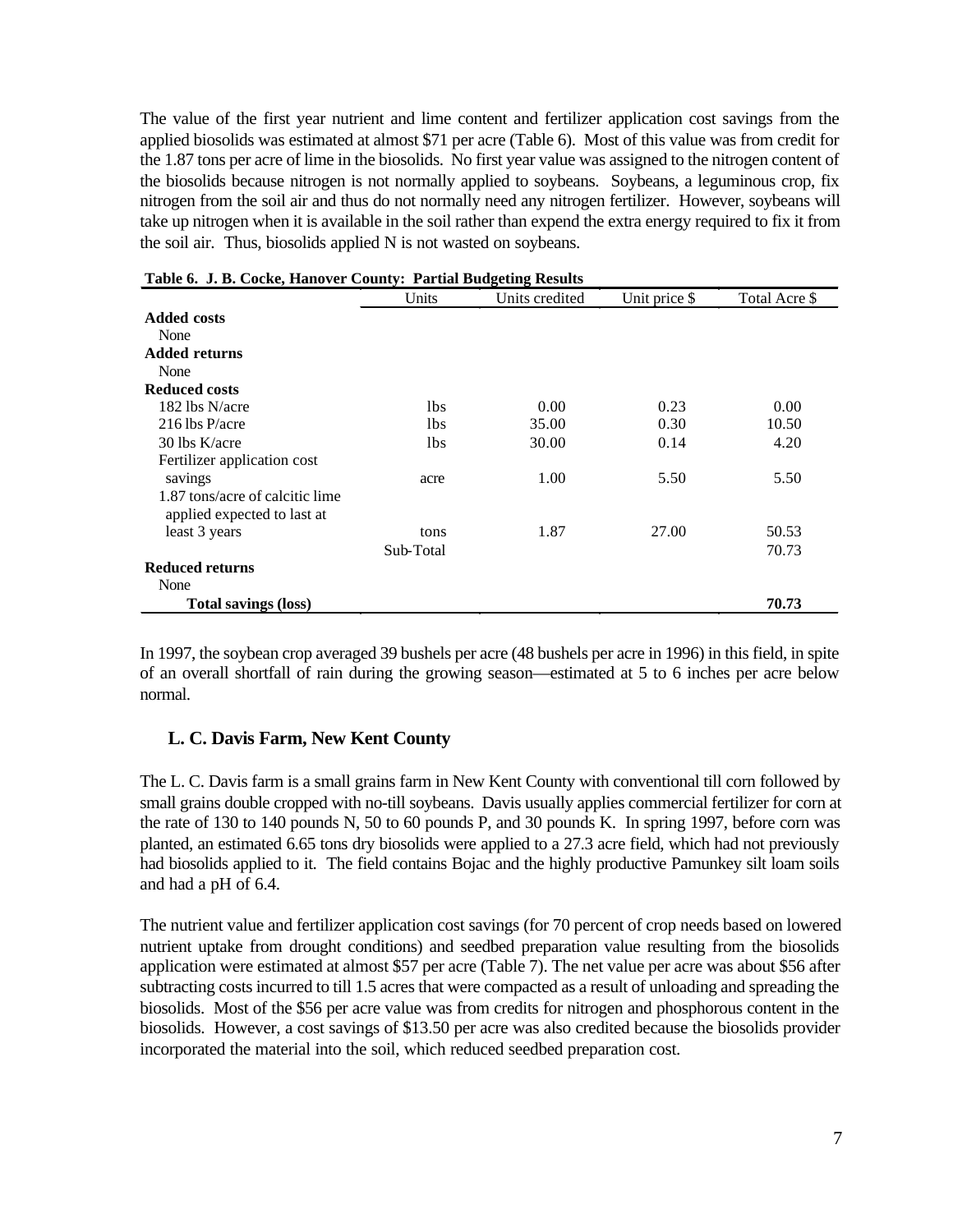The value of the first year nutrient and lime content and fertilizer application cost savings from the applied biosolids was estimated at almost $71 per acre (Table 6). Most of this value was from credit for the 1.87 tons per acre of lime in the biosolids. No first year value was assigned to the nitrogen content of the biosolids because nitrogen is not normally applied to soybeans. Soybeans, a leguminous crop, fix nitrogen from the soil air and thus do not normally need any nitrogen fertilizer. However, soybeans will take up nitrogen when it is available in the soil rather than expend the extra energy required to fix it from the soil air. Thus, biosolids applied N is not wasted on soybeans.

**Table 6. J. B. Cocke, Hanover County: Partial Budgeting Results**

| | Units | Units credited | Unit price $ | Total Acre $ |
|---|---|---|---|---|
| **Added costs** | | | | |
| None | | | | |
| **Added returns** | | | | |
| None | | | | |
| **Reduced costs** | | | | |
| 182 lbs N/acre | lbs | 0.00 | 0.23 | 0.00 |
| 216 lbs P/acre | lbs | 35.00 | 0.30 | 10.50 |
| 30 lbs K/acre | lbs | 30.00 | 0.14 | 4.20 |
| Fertilizer application cost savings | acre | 1.00 | 5.50 | 5.50 |
| 1.87 tons/acre of calcitic lime applied expected to last at least 3 years | tons | 1.87 | 27.00 | 50.53 |
| | Sub-Total | | | 70.73 |
| **Reduced returns** | | | | |
| None | | | | |
| **Total savings (loss)** | | | | **70.73** |

In 1997, the soybean crop averaged 39 bushels per acre (48 bushels per acre in 1996) in this field, in spite of an overall shortfall of rain during the growing season—estimated at 5 to 6 inches per acre below normal.

## L. C. Davis Farm, New Kent County

The L. C. Davis farm is a small grains farm in New Kent County with conventional till corn followed by small grains double cropped with no-till soybeans. Davis usually applies commercial fertilizer for corn at the rate of 130 to 140 pounds N, 50 to 60 pounds P, and 30 pounds K. In spring 1997, before corn was planted, an estimated 6.65 tons dry biosolids were applied to a 27.3 acre field, which had not previously had biosolids applied to it. The field contains Bojac and the highly productive Pamunkey silt loam soils and had a pH of 6.4.

The nutrient value and fertilizer application cost savings (for 70 percent of crop needs based on lowered nutrient uptake from drought conditions) and seedbed preparation value resulting from the biosolids application were estimated at almost $57 per acre (Table 7). The net value per acre was about $56 after subtracting costs incurred to till 1.5 acres that were compacted as a result of unloading and spreading the biosolids. Most of the $56 per acre value was from credits for nitrogen and phosphorous content in the biosolids. However, a cost savings of $13.50 per acre was also credited because the biosolids provider incorporated the material into the soil, which reduced seedbed preparation cost.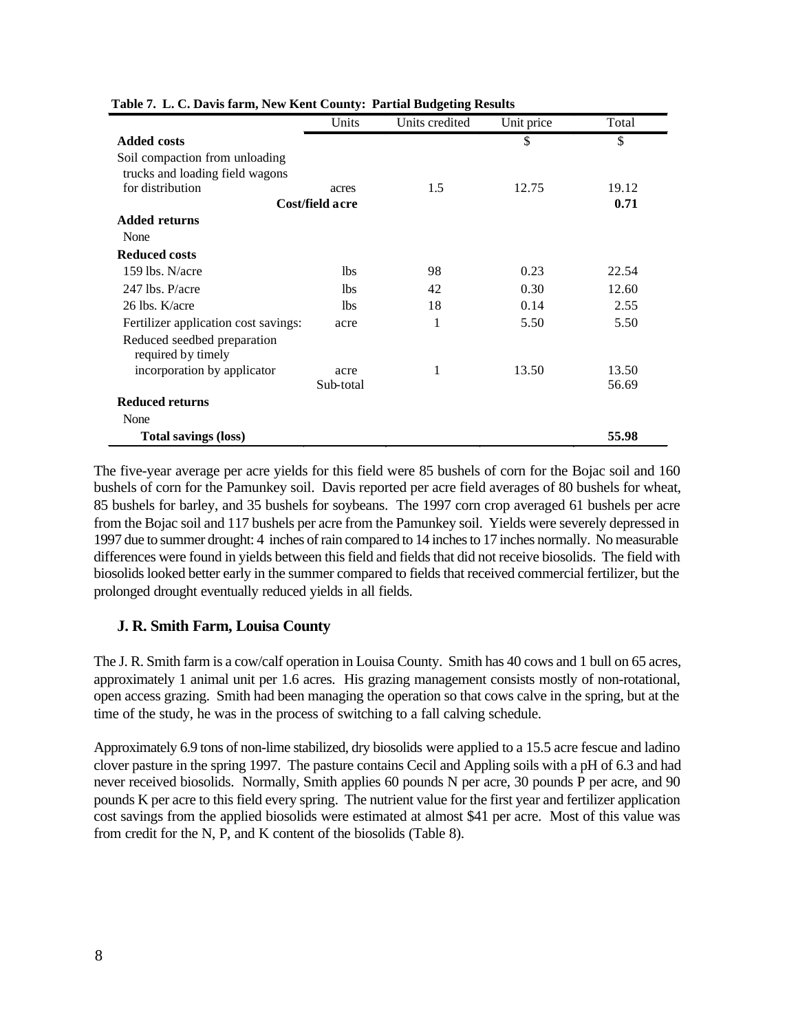**Table 7. L. C. Davis farm, New Kent County: Partial Budgeting Results**

| | Units | Units credited | Unit price | Total |
|---|---|---|---|---|
| **Added costs** | | | $ | $ |
| Soil compaction from unloading trucks and loading field wagons for distribution | acres | 1.5 | 12.75 | 19.12 |
| | **Cost/field acre** | | | **0.71** |
| **Added returns** | | | | |
| None | | | | |
| **Reduced costs** | | | | |
| 159 lbs. N/acre | lbs | 98 | 0.23 | 22.54 |
| 247 lbs. P/acre | lbs | 42 | 0.30 | 12.60 |
| 26 lbs. K/acre | lbs | 18 | 0.14 | 2.55 |
| Fertilizer application cost savings: | acre | 1 | 5.50 | 5.50 |
| Reduced seedbed preparation required by timely incorporation by applicator | acre | 1 | 13.50 | 13.50 |
| | Sub-total | | | 56.69 |
| **Reduced returns** | | | | |
| None | | | | |
| **Total savings (loss)** | | | | **55.98** |

The five-year average per acre yields for this field were 85 bushels of corn for the Bojac soil and 160 bushels of corn for the Pamunkey soil. Davis reported per acre field averages of 80 bushels for wheat, 85 bushels for barley, and 35 bushels for soybeans. The 1997 corn crop averaged 61 bushels per acre from the Bojac soil and 117 bushels per acre from the Pamunkey soil. Yields were severely depressed in 1997 due to summer drought: 4 inches of rain compared to 14 inches to 17 inches normally. No measurable differences were found in yields between this field and fields that did not receive biosolids. The field with biosolids looked better early in the summer compared to fields that received commercial fertilizer, but the prolonged drought eventually reduced yields in all fields.

### J. R. Smith Farm, Louisa County

The J. R. Smith farm is a cow/calf operation in Louisa County. Smith has 40 cows and 1 bull on 65 acres, approximately 1 animal unit per 1.6 acres. His grazing management consists mostly of non-rotational, open access grazing. Smith had been managing the operation so that cows calve in the spring, but at the time of the study, he was in the process of switching to a fall calving schedule.

Approximately 6.9 tons of non-lime stabilized, dry biosolids were applied to a 15.5 acre fescue and ladino clover pasture in the spring 1997. The pasture contains Cecil and Appling soils with a pH of 6.3 and had never received biosolids. Normally, Smith applies 60 pounds N per acre, 30 pounds P per acre, and 90 pounds K per acre to this field every spring. The nutrient value for the first year and fertilizer application cost savings from the applied biosolids were estimated at almost $41 per acre. Most of this value was from credit for the N, P, and K content of the biosolids (Table 8).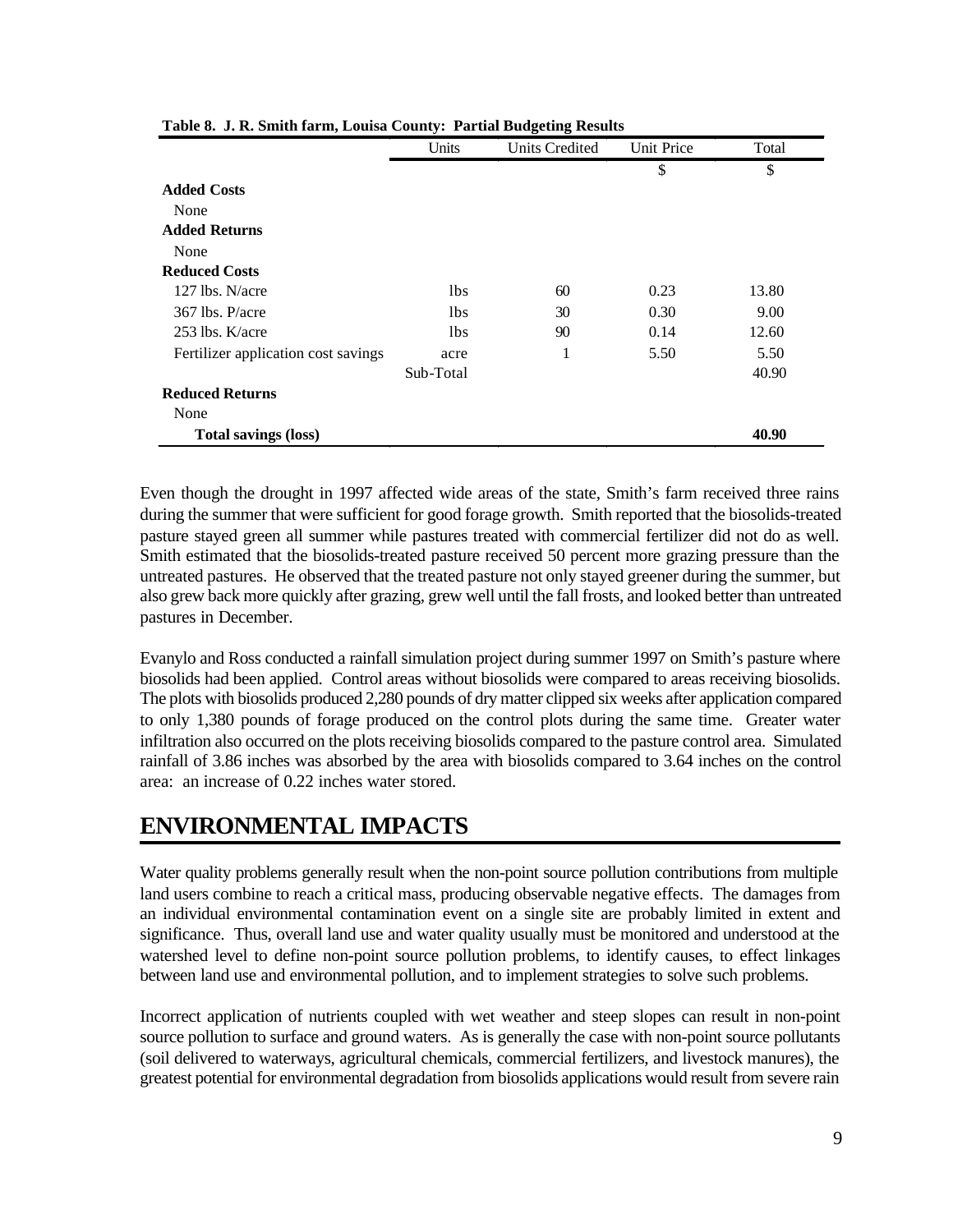**Table 8. J. R. Smith farm, Louisa County: Partial Budgeting Results**

| | Units | Units Credited | Unit Price | Total |
|---|---|---|---|---|
| | | | $ | $ |
| **Added Costs** | | | | |
| None | | | | |
| **Added Returns** | | | | |
| None | | | | |
| **Reduced Costs** | | | | |
| 127 lbs. N/acre | lbs | 60 | 0.23 | 13.80 |
| 367 lbs. P/acre | lbs | 30 | 0.30 | 9.00 |
| 253 lbs. K/acre | lbs | 90 | 0.14 | 12.60 |
| Fertilizer application cost savings | acre | 1 | 5.50 | 5.50 |
| | Sub-Total | | | 40.90 |
| **Reduced Returns** | | | | |
| None | | | | |
| **Total savings (loss)** | | | | **40.90** |

Even though the drought in 1997 affected wide areas of the state, Smith's farm received three rains during the summer that were sufficient for good forage growth. Smith reported that the biosolids-treated pasture stayed green all summer while pastures treated with commercial fertilizer did not do as well. Smith estimated that the biosolids-treated pasture received 50 percent more grazing pressure than the untreated pastures. He observed that the treated pasture not only stayed greener during the summer, but also grew back more quickly after grazing, grew well until the fall frosts, and looked better than untreated pastures in December.

Evanylo and Ross conducted a rainfall simulation project during summer 1997 on Smith's pasture where biosolids had been applied. Control areas without biosolids were compared to areas receiving biosolids. The plots with biosolids produced 2,280 pounds of dry matter clipped six weeks after application compared to only 1,380 pounds of forage produced on the control plots during the same time. Greater water infiltration also occurred on the plots receiving biosolids compared to the pasture control area. Simulated rainfall of 3.86 inches was absorbed by the area with biosolids compared to 3.64 inches on the control area: an increase of 0.22 inches water stored.

# ENVIRONMENTAL IMPACTS

Water quality problems generally result when the non-point source pollution contributions from multiple land users combine to reach a critical mass, producing observable negative effects. The damages from an individual environmental contamination event on a single site are probably limited in extent and significance. Thus, overall land use and water quality usually must be monitored and understood at the watershed level to define non-point source pollution problems, to identify causes, to effect linkages between land use and environmental pollution, and to implement strategies to solve such problems.

Incorrect application of nutrients coupled with wet weather and steep slopes can result in non-point source pollution to surface and ground waters. As is generally the case with non-point source pollutants (soil delivered to waterways, agricultural chemicals, commercial fertilizers, and livestock manures), the greatest potential for environmental degradation from biosolids applications would result from severe rain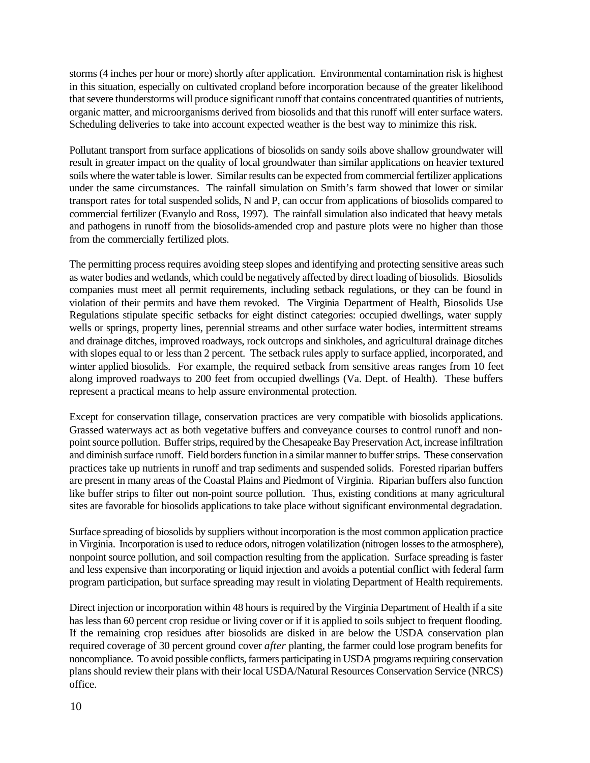storms (4 inches per hour or more) shortly after application. Environmental contamination risk is highest in this situation, especially on cultivated cropland before incorporation because of the greater likelihood that severe thunderstorms will produce significant runoff that contains concentrated quantities of nutrients, organic matter, and microorganisms derived from biosolids and that this runoff will enter surface waters. Scheduling deliveries to take into account expected weather is the best way to minimize this risk.

Pollutant transport from surface applications of biosolids on sandy soils above shallow groundwater will result in greater impact on the quality of local groundwater than similar applications on heavier textured soils where the water table is lower. Similar results can be expected from commercial fertilizer applications under the same circumstances. The rainfall simulation on Smith's farm showed that lower or similar transport rates for total suspended solids, N and P, can occur from applications of biosolids compared to commercial fertilizer (Evanylo and Ross, 1997). The rainfall simulation also indicated that heavy metals and pathogens in runoff from the biosolids-amended crop and pasture plots were no higher than those from the commercially fertilized plots.

The permitting process requires avoiding steep slopes and identifying and protecting sensitive areas such as water bodies and wetlands, which could be negatively affected by direct loading of biosolids. Biosolids companies must meet all permit requirements, including setback regulations, or they can be found in violation of their permits and have them revoked. The Virginia Department of Health, Biosolids Use Regulations stipulate specific setbacks for eight distinct categories: occupied dwellings, water supply wells or springs, property lines, perennial streams and other surface water bodies, intermittent streams and drainage ditches, improved roadways, rock outcrops and sinkholes, and agricultural drainage ditches with slopes equal to or less than 2 percent. The setback rules apply to surface applied, incorporated, and winter applied biosolids. For example, the required setback from sensitive areas ranges from 10 feet along improved roadways to 200 feet from occupied dwellings (Va. Dept. of Health). These buffers represent a practical means to help assure environmental protection.

Except for conservation tillage, conservation practices are very compatible with biosolids applications. Grassed waterways act as both vegetative buffers and conveyance courses to control runoff and non-point source pollution. Buffer strips, required by the Chesapeake Bay Preservation Act, increase infiltration and diminish surface runoff. Field borders function in a similar manner to buffer strips. These conservation practices take up nutrients in runoff and trap sediments and suspended solids. Forested riparian buffers are present in many areas of the Coastal Plains and Piedmont of Virginia. Riparian buffers also function like buffer strips to filter out non-point source pollution. Thus, existing conditions at many agricultural sites are favorable for biosolids applications to take place without significant environmental degradation.

Surface spreading of biosolids by suppliers without incorporation is the most common application practice in Virginia. Incorporation is used to reduce odors, nitrogen volatilization (nitrogen losses to the atmosphere), nonpoint source pollution, and soil compaction resulting from the application. Surface spreading is faster and less expensive than incorporating or liquid injection and avoids a potential conflict with federal farm program participation, but surface spreading may result in violating Department of Health requirements.

Direct injection or incorporation within 48 hours is required by the Virginia Department of Health if a site has less than 60 percent crop residue or living cover or if it is applied to soils subject to frequent flooding. If the remaining crop residues after biosolids are disked in are below the USDA conservation plan required coverage of 30 percent ground cover *after* planting, the farmer could lose program benefits for noncompliance. To avoid possible conflicts, farmers participating in USDA programs requiring conservation plans should review their plans with their local USDA/Natural Resources Conservation Service (NRCS) office.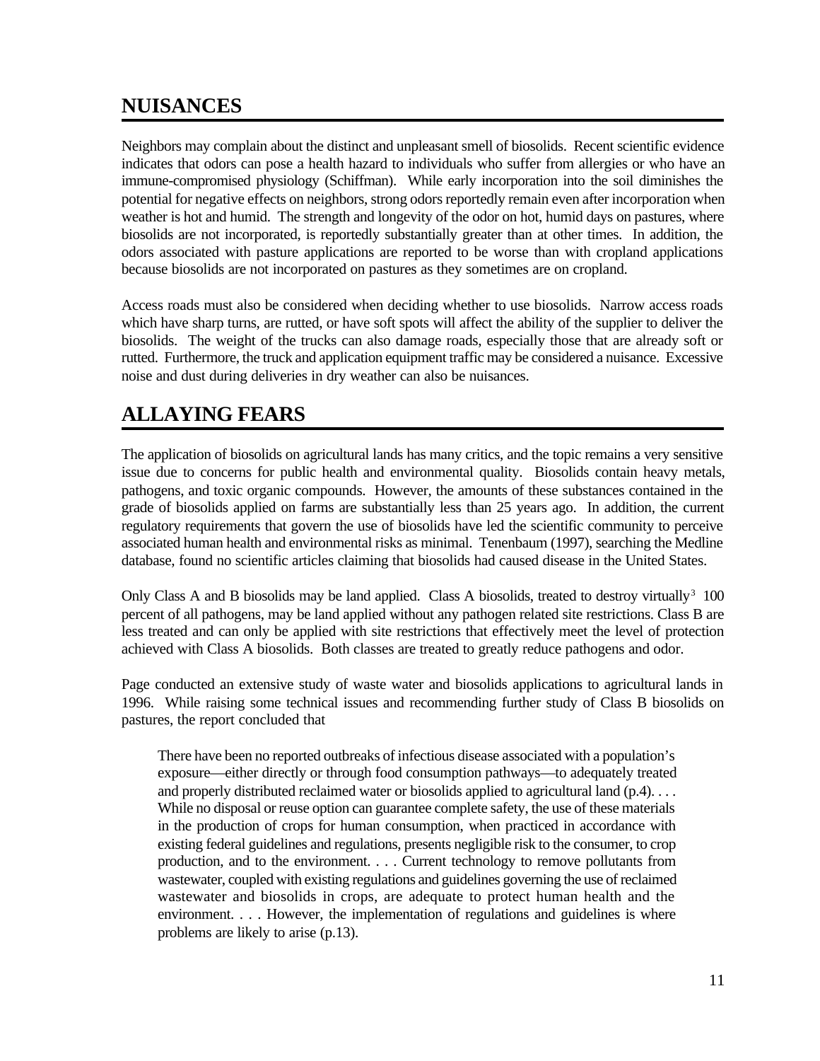## NUISANCES

Neighbors may complain about the distinct and unpleasant smell of biosolids. Recent scientific evidence indicates that odors can pose a health hazard to individuals who suffer from allergies or who have an immune-compromised physiology (Schiffman). While early incorporation into the soil diminishes the potential for negative effects on neighbors, strong odors reportedly remain even after incorporation when weather is hot and humid. The strength and longevity of the odor on hot, humid days on pastures, where biosolids are not incorporated, is reportedly substantially greater than at other times. In addition, the odors associated with pasture applications are reported to be worse than with cropland applications because biosolids are not incorporated on pastures as they sometimes are on cropland.

Access roads must also be considered when deciding whether to use biosolids. Narrow access roads which have sharp turns, are rutted, or have soft spots will affect the ability of the supplier to deliver the biosolids. The weight of the trucks can also damage roads, especially those that are already soft or rutted. Furthermore, the truck and application equipment traffic may be considered a nuisance. Excessive noise and dust during deliveries in dry weather can also be nuisances.

## ALLAYING FEARS

The application of biosolids on agricultural lands has many critics, and the topic remains a very sensitive issue due to concerns for public health and environmental quality. Biosolids contain heavy metals, pathogens, and toxic organic compounds. However, the amounts of these substances contained in the grade of biosolids applied on farms are substantially less than 25 years ago. In addition, the current regulatory requirements that govern the use of biosolids have led the scientific community to perceive associated human health and environmental risks as minimal. Tenenbaum (1997), searching the Medline database, found no scientific articles claiming that biosolids had caused disease in the United States.

Only Class A and B biosolids may be land applied. Class A biosolids, treated to destroy virtually[3] 100 percent of all pathogens, may be land applied without any pathogen related site restrictions. Class B are less treated and can only be applied with site restrictions that effectively meet the level of protection achieved with Class A biosolids. Both classes are treated to greatly reduce pathogens and odor.

Page conducted an extensive study of waste water and biosolids applications to agricultural lands in 1996. While raising some technical issues and recommending further study of Class B biosolids on pastures, the report concluded that

> There have been no reported outbreaks of infectious disease associated with a population's exposure—either directly or through food consumption pathways—to adequately treated and properly distributed reclaimed water or biosolids applied to agricultural land (p.4). . . . While no disposal or reuse option can guarantee complete safety, the use of these materials in the production of crops for human consumption, when practiced in accordance with existing federal guidelines and regulations, presents negligible risk to the consumer, to crop production, and to the environment. . . . Current technology to remove pollutants from wastewater, coupled with existing regulations and guidelines governing the use of reclaimed wastewater and biosolids in crops, are adequate to protect human health and the environment. . . . However, the implementation of regulations and guidelines is where problems are likely to arise (p.13).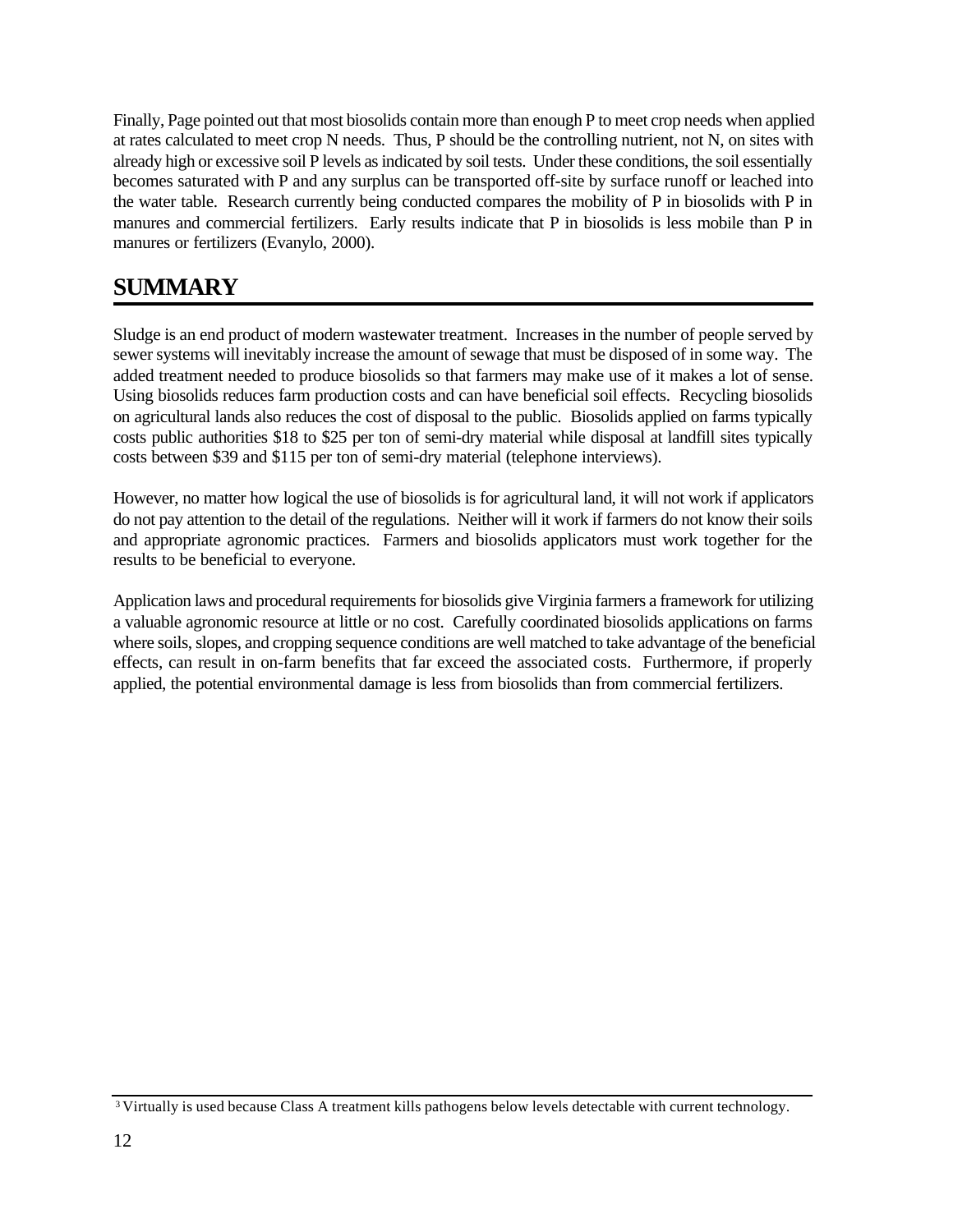Finally, Page pointed out that most biosolids contain more than enough P to meet crop needs when applied at rates calculated to meet crop N needs. Thus, P should be the controlling nutrient, not N, on sites with already high or excessive soil P levels as indicated by soil tests. Under these conditions, the soil essentially becomes saturated with P and any surplus can be transported off-site by surface runoff or leached into the water table. Research currently being conducted compares the mobility of P in biosolids with P in manures and commercial fertilizers. Early results indicate that P in biosolids is less mobile than P in manures or fertilizers (Evanylo, 2000).

## SUMMARY

Sludge is an end product of modern wastewater treatment. Increases in the number of people served by sewer systems will inevitably increase the amount of sewage that must be disposed of in some way. The added treatment needed to produce biosolids so that farmers may make use of it makes a lot of sense. Using biosolids reduces farm production costs and can have beneficial soil effects. Recycling biosolids on agricultural lands also reduces the cost of disposal to the public. Biosolids applied on farms typically costs public authorities $18 to $25 per ton of semi-dry material while disposal at landfill sites typically costs between $39 and $115 per ton of semi-dry material (telephone interviews).

However, no matter how logical the use of biosolids is for agricultural land, it will not work if applicators do not pay attention to the detail of the regulations. Neither will it work if farmers do not know their soils and appropriate agronomic practices. Farmers and biosolids applicators must work together for the results to be beneficial to everyone.

Application laws and procedural requirements for biosolids give Virginia farmers a framework for utilizing a valuable agronomic resource at little or no cost. Carefully coordinated biosolids applications on farms where soils, slopes, and cropping sequence conditions are well matched to take advantage of the beneficial effects, can result in on-farm benefits that far exceed the associated costs. Furthermore, if properly applied, the potential environmental damage is less from biosolids than from commercial fertilizers.

[3] Virtually is used because Class A treatment kills pathogens below levels detectable with current technology.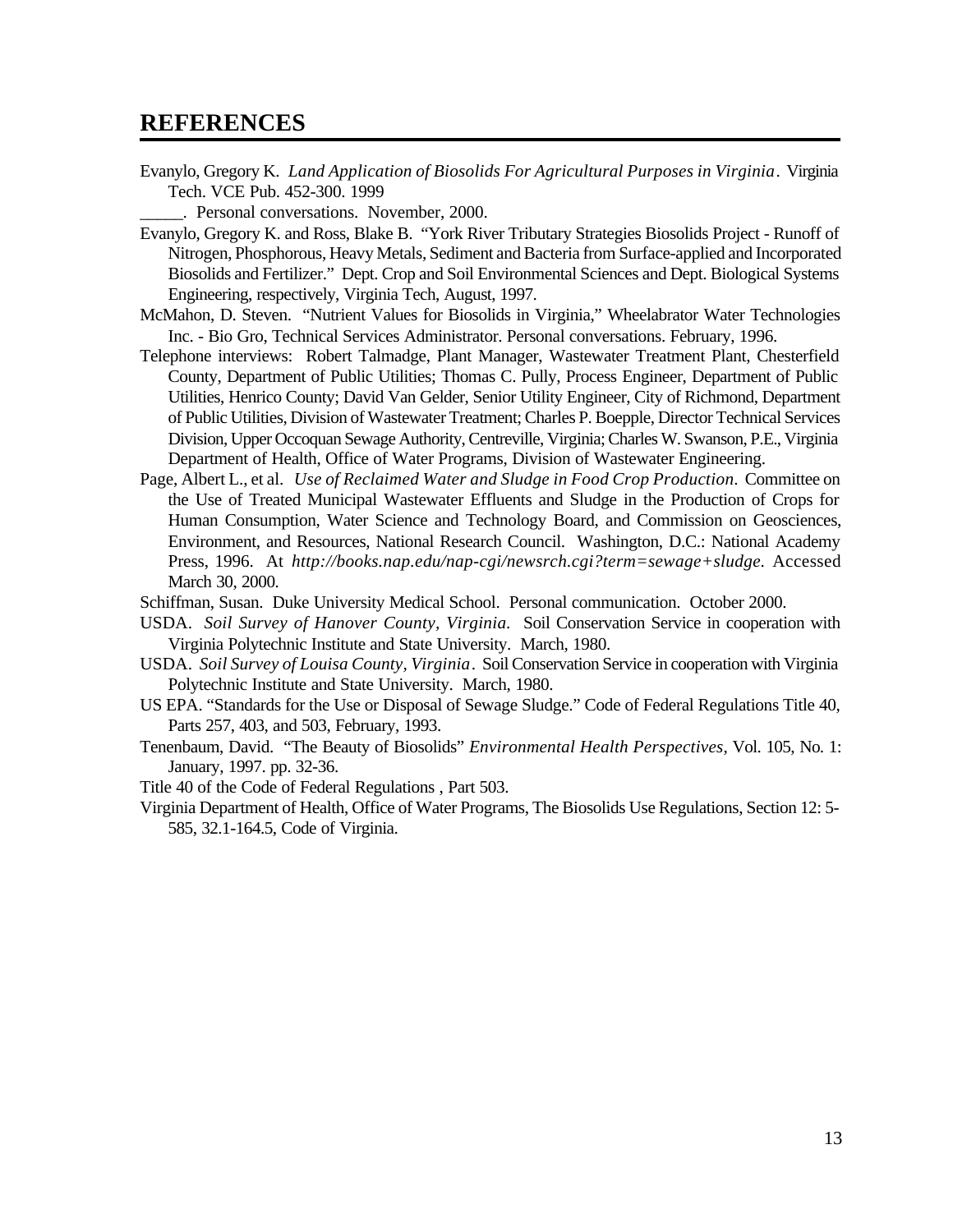## REFERENCES

Evanylo, Gregory K. *Land Application of Biosolids For Agricultural Purposes in Virginia*. Virginia Tech. VCE Pub. 452-300. 1999

_____. Personal conversations. November, 2000.

Evanylo, Gregory K. and Ross, Blake B. "York River Tributary Strategies Biosolids Project - Runoff of Nitrogen, Phosphorous, Heavy Metals, Sediment and Bacteria from Surface-applied and Incorporated Biosolids and Fertilizer." Dept. Crop and Soil Environmental Sciences and Dept. Biological Systems Engineering, respectively, Virginia Tech, August, 1997.

McMahon, D. Steven. "Nutrient Values for Biosolids in Virginia," Wheelabrator Water Technologies Inc. - Bio Gro, Technical Services Administrator. Personal conversations. February, 1996.

Telephone interviews: Robert Talmadge, Plant Manager, Wastewater Treatment Plant, Chesterfield County, Department of Public Utilities; Thomas C. Pully, Process Engineer, Department of Public Utilities, Henrico County; David Van Gelder, Senior Utility Engineer, City of Richmond, Department of Public Utilities, Division of Wastewater Treatment; Charles P. Boepple, Director Technical Services Division, Upper Occoquan Sewage Authority, Centreville, Virginia; Charles W. Swanson, P.E., Virginia Department of Health, Office of Water Programs, Division of Wastewater Engineering.

Page, Albert L., et al. *Use of Reclaimed Water and Sludge in Food Crop Production*. Committee on the Use of Treated Municipal Wastewater Effluents and Sludge in the Production of Crops for Human Consumption, Water Science and Technology Board, and Commission on Geosciences, Environment, and Resources, National Research Council. Washington, D.C.: National Academy Press, 1996. At *http://books.nap.edu/nap-cgi/newsrch.cgi?term=sewage+sludge.* Accessed March 30, 2000.

Schiffman, Susan. Duke University Medical School. Personal communication. October 2000.

USDA. *Soil Survey of Hanover County, Virginia.* Soil Conservation Service in cooperation with Virginia Polytechnic Institute and State University. March, 1980.

USDA. *Soil Survey of Louisa County, Virginia*. Soil Conservation Service in cooperation with Virginia Polytechnic Institute and State University. March, 1980.

US EPA. "Standards for the Use or Disposal of Sewage Sludge." Code of Federal Regulations Title 40, Parts 257, 403, and 503, February, 1993.

Tenenbaum, David. "The Beauty of Biosolids" *Environmental Health Perspectives*, Vol. 105, No. 1: January, 1997. pp. 32-36.

Title 40 of the Code of Federal Regulations , Part 503.

Virginia Department of Health, Office of Water Programs, The Biosolids Use Regulations, Section 12: 5-585, 32.1-164.5, Code of Virginia.